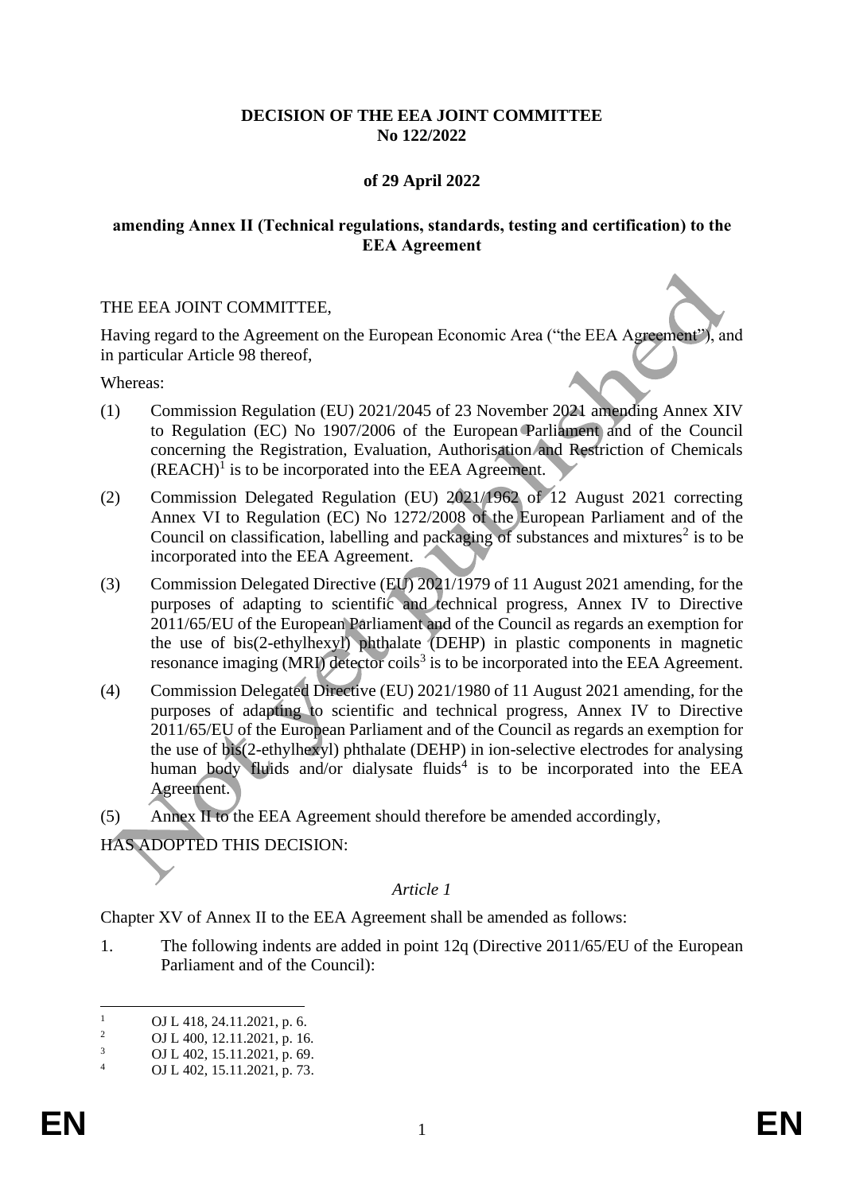**DECISION OF THE EEA JOINT COMMITTEE**
**No 122/2022**

**of 29 April 2022**

**amending Annex II (Technical regulations, standards, testing and certification) to the EEA Agreement**

THE EEA JOINT COMMITTEE,

Having regard to the Agreement on the European Economic Area ("the EEA Agreement"), and in particular Article 98 thereof,

Whereas:

(1) Commission Regulation (EU) 2021/2045 of 23 November 2021 amending Annex XIV to Regulation (EC) No 1907/2006 of the European Parliament and of the Council concerning the Registration, Evaluation, Authorisation and Restriction of Chemicals (REACH)[1] is to be incorporated into the EEA Agreement.

(2) Commission Delegated Regulation (EU) 2021/1962 of 12 August 2021 correcting Annex VI to Regulation (EC) No 1272/2008 of the European Parliament and of the Council on classification, labelling and packaging of substances and mixtures[2] is to be incorporated into the EEA Agreement.

(3) Commission Delegated Directive (EU) 2021/1979 of 11 August 2021 amending, for the purposes of adapting to scientific and technical progress, Annex IV to Directive 2011/65/EU of the European Parliament and of the Council as regards an exemption for the use of bis(2-ethylhexyl) phthalate (DEHP) in plastic components in magnetic resonance imaging (MRI) detector coils[3] is to be incorporated into the EEA Agreement.

(4) Commission Delegated Directive (EU) 2021/1980 of 11 August 2021 amending, for the purposes of adapting to scientific and technical progress, Annex IV to Directive 2011/65/EU of the European Parliament and of the Council as regards an exemption for the use of bis(2-ethylhexyl) phthalate (DEHP) in ion-selective electrodes for analysing human body fluids and/or dialysate fluids[4] is to be incorporated into the EEA Agreement.

(5) Annex II to the EEA Agreement should therefore be amended accordingly,

HAS ADOPTED THIS DECISION:

*Article 1*

Chapter XV of Annex II to the EEA Agreement shall be amended as follows:

1. The following indents are added in point 12q (Directive 2011/65/EU of the European Parliament and of the Council):

---

[1] OJ L 418, 24.11.2021, p. 6.
[2] OJ L 400, 12.11.2021, p. 16.
[3] OJ L 402, 15.11.2021, p. 69.
[4] OJ L 402, 15.11.2021, p. 73.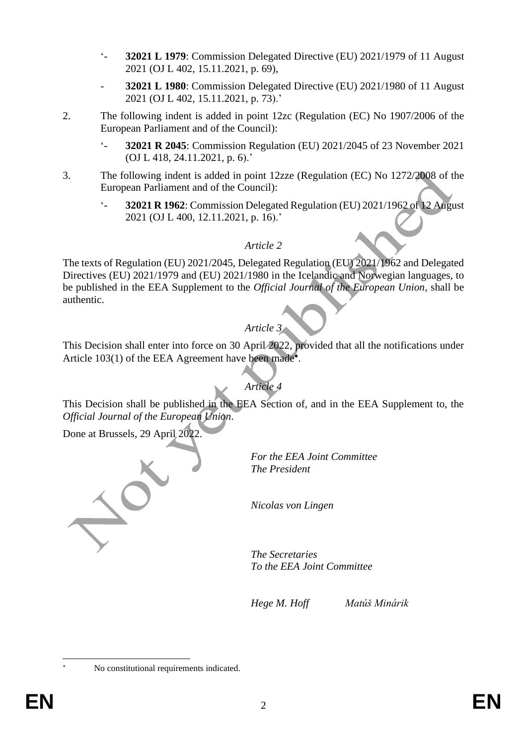'- **32021 L 1979**: Commission Delegated Directive (EU) 2021/1979 of 11 August 2021 (OJ L 402, 15.11.2021, p. 69),

- **32021 L 1980**: Commission Delegated Directive (EU) 2021/1980 of 11 August 2021 (OJ L 402, 15.11.2021, p. 73).'

2. The following indent is added in point 12zc (Regulation (EC) No 1907/2006 of the European Parliament and of the Council):

   '- **32021 R 2045**: Commission Regulation (EU) 2021/2045 of 23 November 2021 (OJ L 418, 24.11.2021, p. 6).'

3. The following indent is added in point 12zze (Regulation (EC) No 1272/2008 of the European Parliament and of the Council):

   '- **32021 R 1962**: Commission Delegated Regulation (EU) 2021/1962 of 12 August 2021 (OJ L 400, 12.11.2021, p. 16).'

*Article 2*

The texts of Regulation (EU) 2021/2045, Delegated Regulation (EU) 2021/1962 and Delegated Directives (EU) 2021/1979 and (EU) 2021/1980 in the Icelandic and Norwegian languages, to be published in the EEA Supplement to the *Official Journal of the European Union*, shall be authentic.

*Article 3*

This Decision shall enter into force on 30 April 2022, provided that all the notifications under Article 103(1) of the EEA Agreement have been made[*].

*Article 4*

This Decision shall be published in the EEA Section of, and in the EEA Supplement to, the *Official Journal of the European Union*.

Done at Brussels, 29 April 2022.

*For the EEA Joint Committee*
*The President*

*Nicolas von Lingen*

*The Secretaries*
*To the EEA Joint Committee*

*Hege M. Hoff* *Matúš Minárik*

[*] No constitutional requirements indicated.